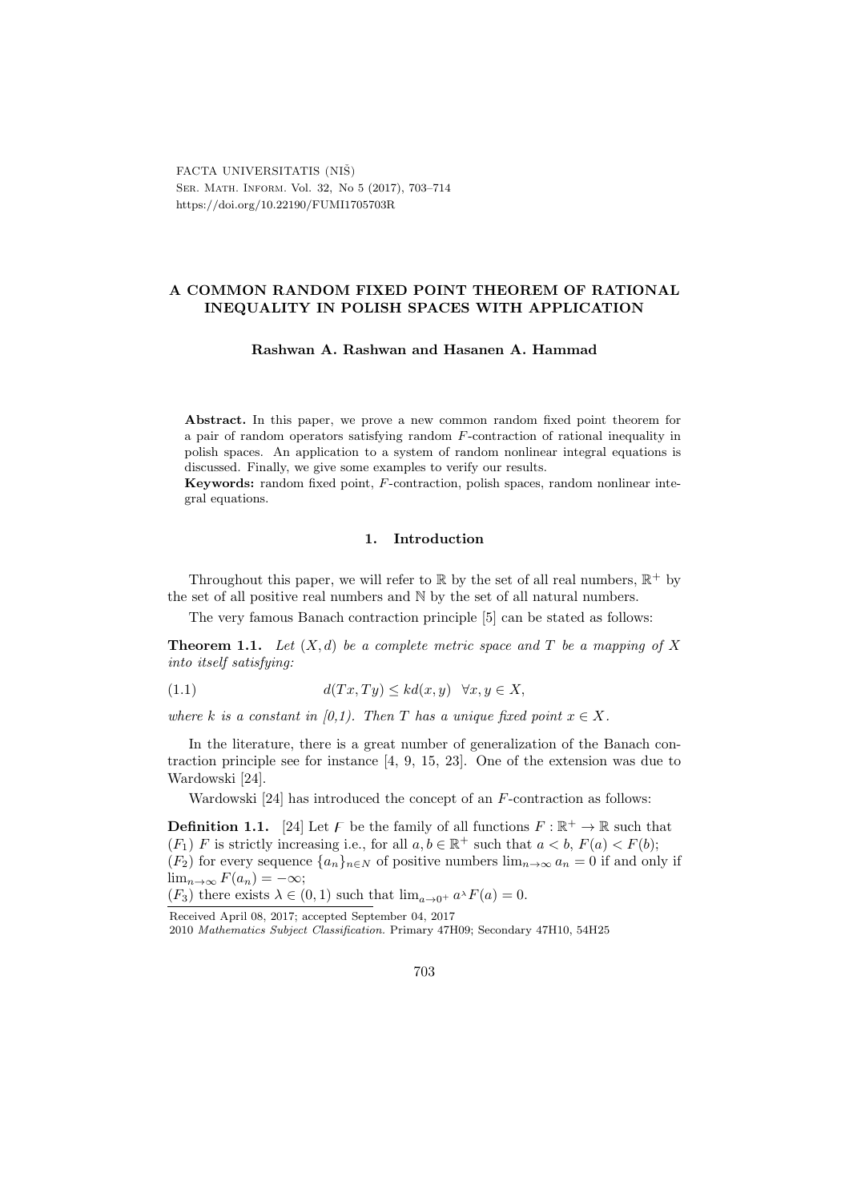FACTA UNIVERSITATIS (NIŠ)
Ser. Math. Inform. Vol. 32, No 5 (2017), 703–714
https://doi.org/10.22190/FUMI1705703R

# A COMMON RANDOM FIXED POINT THEOREM OF RATIONAL INEQUALITY IN POLISH SPACES WITH APPLICATION

**Rashwan A. Rashwan and Hasanen A. Hammad**

**Abstract.** In this paper, we prove a new common random fixed point theorem for a pair of random operators satisfying random $F$-contraction of rational inequality in polish spaces. An application to a system of random nonlinear integral equations is discussed. Finally, we give some examples to verify our results.

**Keywords:** random fixed point, $F$-contraction, polish spaces, random nonlinear integral equations.

## 1. Introduction

Throughout this paper, we will refer to $\mathbb{R}$ by the set of all real numbers, $\mathbb{R}^+$ by the set of all positive real numbers and $\mathbb{N}$ by the set of all natural numbers.

The very famous Banach contraction principle [5] can be stated as follows:

**Theorem 1.1.** *Let $(X, d)$ be a complete metric space and $T$ be a mapping of $X$ into itself satisfying:*

$$d(Tx, Ty) \leq kd(x, y) \quad \forall x, y \in X, \tag{1.1}$$

*where $k$ is a constant in [0,1). Then $T$ has a unique fixed point $x \in X$.*

In the literature, there is a great number of generalization of the Banach contraction principle see for instance [4, 9, 15, 23]. One of the extension was due to Wardowski [24].

Wardowski [24] has introduced the concept of an $F$-contraction as follows:

**Definition 1.1.** [24] Let $F$ be the family of all functions $F : \mathbb{R}^+ \to \mathbb{R}$ such that
$(F_1)$ $F$ is strictly increasing i.e., for all $a, b \in \mathbb{R}^+$ such that $a < b$, $F(a) < F(b)$;
$(F_2)$ for every sequence $\{a_n\}_{n \in N}$ of positive numbers $\lim_{n\to\infty} a_n = 0$ if and only if $\lim_{n\to\infty} F(a_n) = -\infty$;
$(F_3)$ there exists $\lambda \in (0, 1)$ such that $\lim_{a\to 0^+} a^\lambda F(a) = 0$.

Received April 08, 2017; accepted September 04, 2017
2010 *Mathematics Subject Classification.* Primary 47H09; Secondary 47H10, 54H25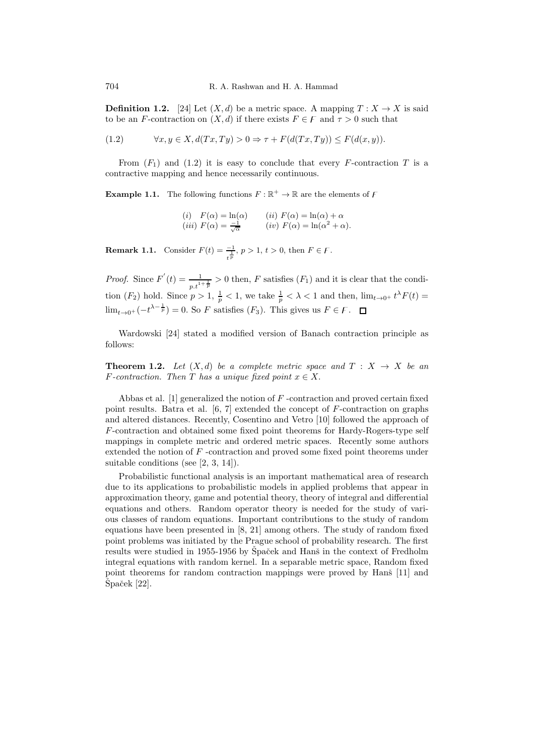**Definition 1.2.** [24] Let $(X, d)$ be a metric space. A mapping $T : X \to X$ is said to be an $F$-contraction on $(X, d)$ if there exists $F \in \mathcal{F}$ and $\tau > 0$ such that

$$\forall x, y \in X, d(Tx, Ty) > 0 \Rightarrow \tau + F(d(Tx, Ty)) \leq F(d(x, y)). \tag{1.2}$$

From $(F_1)$ and (1.2) it is easy to conclude that every $F$-contraction $T$ is a contractive mapping and hence necessarily continuous.

**Example 1.1.** The following functions $F : \mathbb{R}^+ \to \mathbb{R}$ are the elements of $\mathcal{F}$

$(i)$ $F(\alpha) = \ln(\alpha)$ $\quad$ $(ii)$ $F(\alpha) = \ln(\alpha) + \alpha$
$(iii)$ $F(\alpha) = \frac{-1}{\sqrt{\alpha}}$ $\quad$ $(iv)$ $F(\alpha) = \ln(\alpha^2 + \alpha)$.

**Remark 1.1.** Consider $F(t) = \frac{-1}{t^{\frac{1}{p}}}$, $p > 1$, $t > 0$, then $F \in \mathcal{F}$.

*Proof.* Since $F'(t) = \frac{1}{p.t^{1+\frac{1}{p}}} > 0$ then, $F$ satisfies $(F_1)$ and it is clear that the condition $(F_2)$ hold. Since $p > 1$, $\frac{1}{p} < 1$, we take $\frac{1}{p} < \lambda < 1$ and then, $\lim_{t\to 0^+} t^\lambda F(t) = \lim_{t\to 0^+}(-t^{\lambda-\frac{1}{p}}) = 0$. So $F$ satisfies $(F_3)$. This gives us $F \in \mathcal{F}$. $\square$

Wardowski [24] stated a modified version of Banach contraction principle as follows:

**Theorem 1.2.** *Let $(X, d)$ be a complete metric space and $T : X \to X$ be an $F$-contraction. Then $T$ has a unique fixed point $x \in X$.*

Abbas et al. [1] generalized the notion of $F$ -contraction and proved certain fixed point results. Batra et al. [6, 7] extended the concept of $F$-contraction on graphs and altered distances. Recently, Cosentino and Vetro [10] followed the approach of $F$-contraction and obtained some fixed point theorems for Hardy-Rogers-type self mappings in complete metric and ordered metric spaces. Recently some authors extended the notion of $F$ -contraction and proved some fixed point theorems under suitable conditions (see [2, 3, 14]).

Probabilistic functional analysis is an important mathematical area of research due to its applications to probabilistic models in applied problems that appear in approximation theory, game and potential theory, theory of integral and differential equations and others. Random operator theory is needed for the study of various classes of random equations. Important contributions to the study of random equations have been presented in [8, 21] among others. The study of random fixed point problems was initiated by the Prague school of probability research. The first results were studied in 1955-1956 by Špaček and Hanš in the context of Fredholm integral equations with random kernel. In a separable metric space, Random fixed point theorems for random contraction mappings were proved by Hanš [11] and Špaček [22].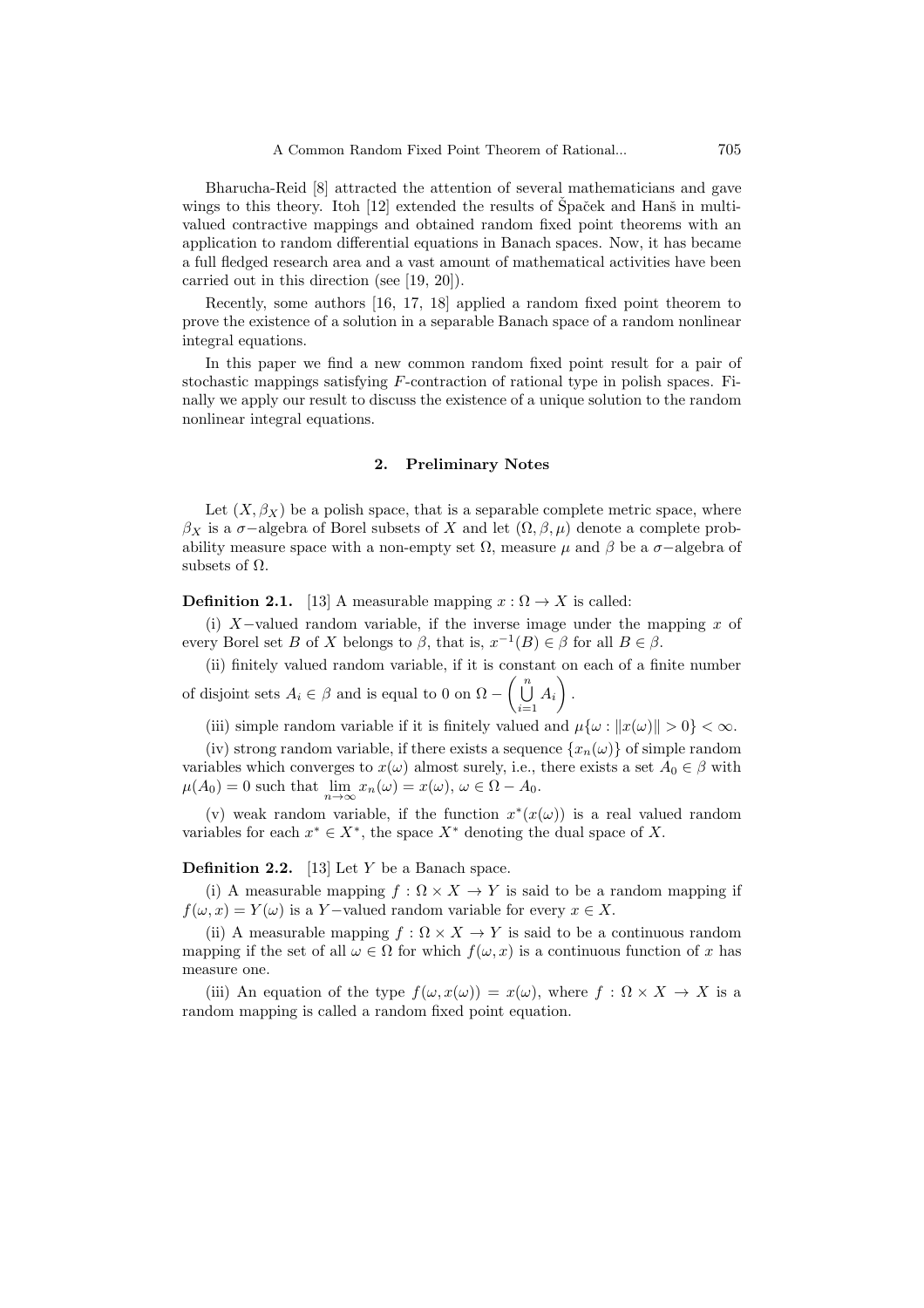Bharucha-Reid [8] attracted the attention of several mathematicians and gave wings to this theory. Itoh [12] extended the results of Špaček and Hanš in multivalued contractive mappings and obtained random fixed point theorems with an application to random differential equations in Banach spaces. Now, it has became a full fledged research area and a vast amount of mathematical activities have been carried out in this direction (see [19, 20]).

Recently, some authors [16, 17, 18] applied a random fixed point theorem to prove the existence of a solution in a separable Banach space of a random nonlinear integral equations.

In this paper we find a new common random fixed point result for a pair of stochastic mappings satisfying $F$-contraction of rational type in polish spaces. Finally we apply our result to discuss the existence of a unique solution to the random nonlinear integral equations.

## 2. Preliminary Notes

Let $(X, \beta_X)$ be a polish space, that is a separable complete metric space, where $\beta_X$ is a $\sigma-$algebra of Borel subsets of $X$ and let $(\Omega, \beta, \mu)$ denote a complete probability measure space with a non-empty set $\Omega$, measure $\mu$ and $\beta$ be a $\sigma-$algebra of subsets of $\Omega$.

**Definition 2.1.** [13] A measurable mapping $x : \Omega \to X$ is called:

(i) $X-$valued random variable, if the inverse image under the mapping $x$ of every Borel set $B$ of $X$ belongs to $\beta$, that is, $x^{-1}(B) \in \beta$ for all $B \in \beta$.

(ii) finitely valued random variable, if it is constant on each of a finite number of disjoint sets $A_i \in \beta$ and is equal to 0 on $\Omega - \left( \bigcup\limits_{i=1}^{n} A_i \right)$.

(iii) simple random variable if it is finitely valued and $\mu\{\omega : \|x(\omega)\| > 0\} < \infty$.

(iv) strong random variable, if there exists a sequence $\{x_n(\omega)\}$ of simple random variables which converges to $x(\omega)$ almost surely, i.e., there exists a set $A_0 \in \beta$ with $\mu(A_0) = 0$ such that $\lim\limits_{n\to\infty} x_n(\omega) = x(\omega)$, $\omega \in \Omega - A_0$.

(v) weak random variable, if the function $x^*(x(\omega))$ is a real valued random variables for each $x^* \in X^*$, the space $X^*$ denoting the dual space of $X$.

**Definition 2.2.** [13] Let $Y$ be a Banach space.

(i) A measurable mapping $f : \Omega \times X \to Y$ is said to be a random mapping if $f(\omega, x) = Y(\omega)$ is a $Y-$valued random variable for every $x \in X$.

(ii) A measurable mapping $f : \Omega \times X \to Y$ is said to be a continuous random mapping if the set of all $\omega \in \Omega$ for which $f(\omega, x)$ is a continuous function of $x$ has measure one.

(iii) An equation of the type $f(\omega, x(\omega)) = x(\omega)$, where $f : \Omega \times X \to X$ is a random mapping is called a random fixed point equation.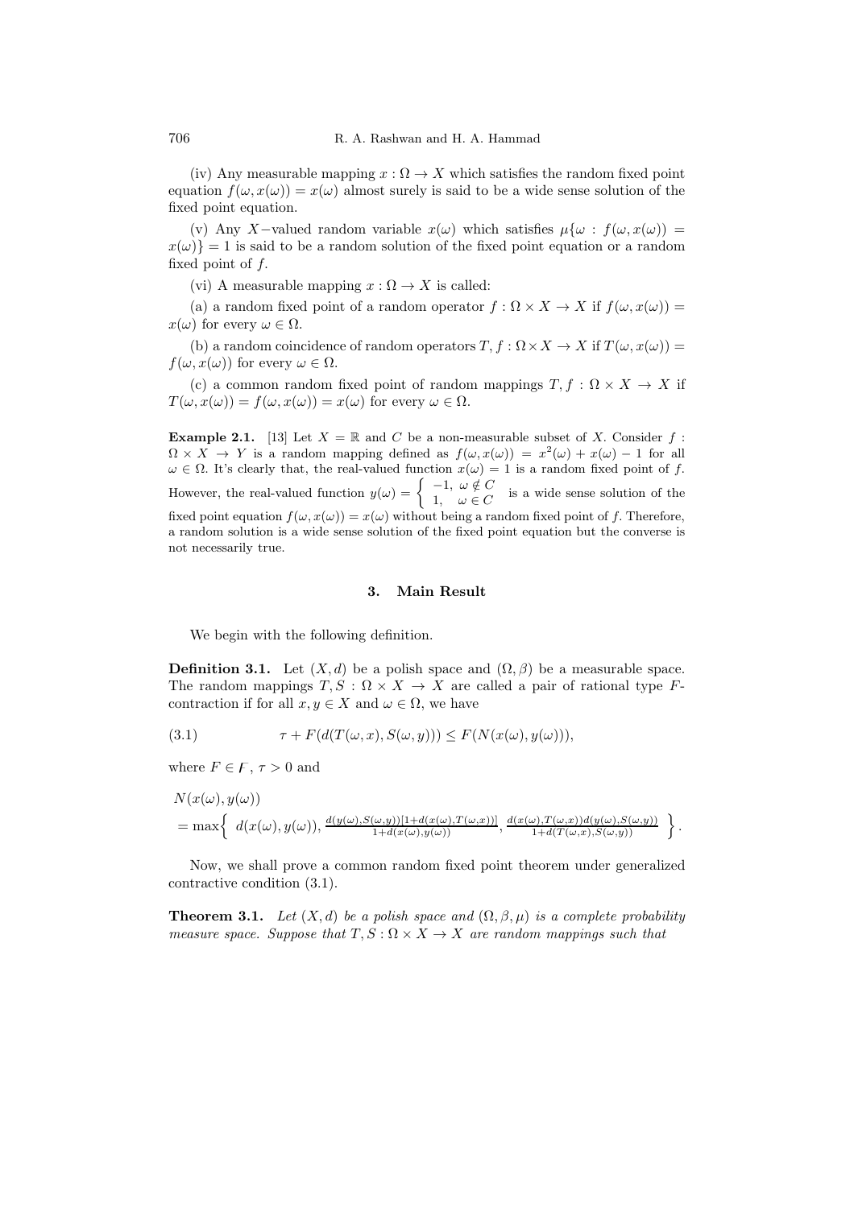(iv) Any measurable mapping $x : \Omega \to X$ which satisfies the random fixed point equation $f(\omega, x(\omega)) = x(\omega)$ almost surely is said to be a wide sense solution of the fixed point equation.

(v) Any $X-$valued random variable $x(\omega)$ which satisfies $\mu\{\omega : f(\omega, x(\omega)) = x(\omega)\} = 1$ is said to be a random solution of the fixed point equation or a random fixed point of $f$.

(vi) A measurable mapping $x : \Omega \to X$ is called:

(a) a random fixed point of a random operator $f : \Omega \times X \to X$ if $f(\omega, x(\omega)) = x(\omega)$ for every $\omega \in \Omega$.

(b) a random coincidence of random operators $T, f : \Omega \times X \to X$ if $T(\omega, x(\omega)) = f(\omega, x(\omega))$ for every $\omega \in \Omega$.

(c) a common random fixed point of random mappings $T, f : \Omega \times X \to X$ if $T(\omega, x(\omega)) = f(\omega, x(\omega)) = x(\omega)$ for every $\omega \in \Omega$.

**Example 2.1.** [13] Let $X = \mathbb{R}$ and $C$ be a non-measurable subset of $X$. Consider $f : \Omega \times X \to Y$ is a random mapping defined as $f(\omega, x(\omega)) = x^2(\omega) + x(\omega) - 1$ for all $\omega \in \Omega$. It's clearly that, the real-valued function $x(\omega) = 1$ is a random fixed point of $f$. However, the real-valued function $y(\omega) = \begin{cases} -1, & \omega \notin C \\ 1, & \omega \in C \end{cases}$ is a wide sense solution of the fixed point equation $f(\omega, x(\omega)) = x(\omega)$ without being a random fixed point of $f$. Therefore, a random solution is a wide sense solution of the fixed point equation but the converse is not necessarily true.

## 3. Main Result

We begin with the following definition.

**Definition 3.1.** Let $(X, d)$ be a polish space and $(\Omega, \beta)$ be a measurable space. The random mappings $T, S : \Omega \times X \to X$ are called a pair of rational type $F$-contraction if for all $x, y \in X$ and $\omega \in \Omega$, we have

$$\tau + F(d(T(\omega, x), S(\omega, y))) \leq F(N(x(\omega), y(\omega))), \tag{3.1}$$

where $F \in \digamma$, $\tau > 0$ and

$$N(x(\omega), y(\omega)) = \max\left\{ d(x(\omega), y(\omega)), \frac{d(y(\omega), S(\omega, y))[1 + d(x(\omega), T(\omega, x))]}{1 + d(x(\omega), y(\omega))}, \frac{d(x(\omega), T(\omega, x)) d(y(\omega), S(\omega, y))}{1 + d(T(\omega, x), S(\omega, y))} \right\}.$$

Now, we shall prove a common random fixed point theorem under generalized contractive condition (3.1).

**Theorem 3.1.** *Let $(X, d)$ be a polish space and $(\Omega, \beta, \mu)$ is a complete probability measure space. Suppose that $T, S : \Omega \times X \to X$ are random mappings such that*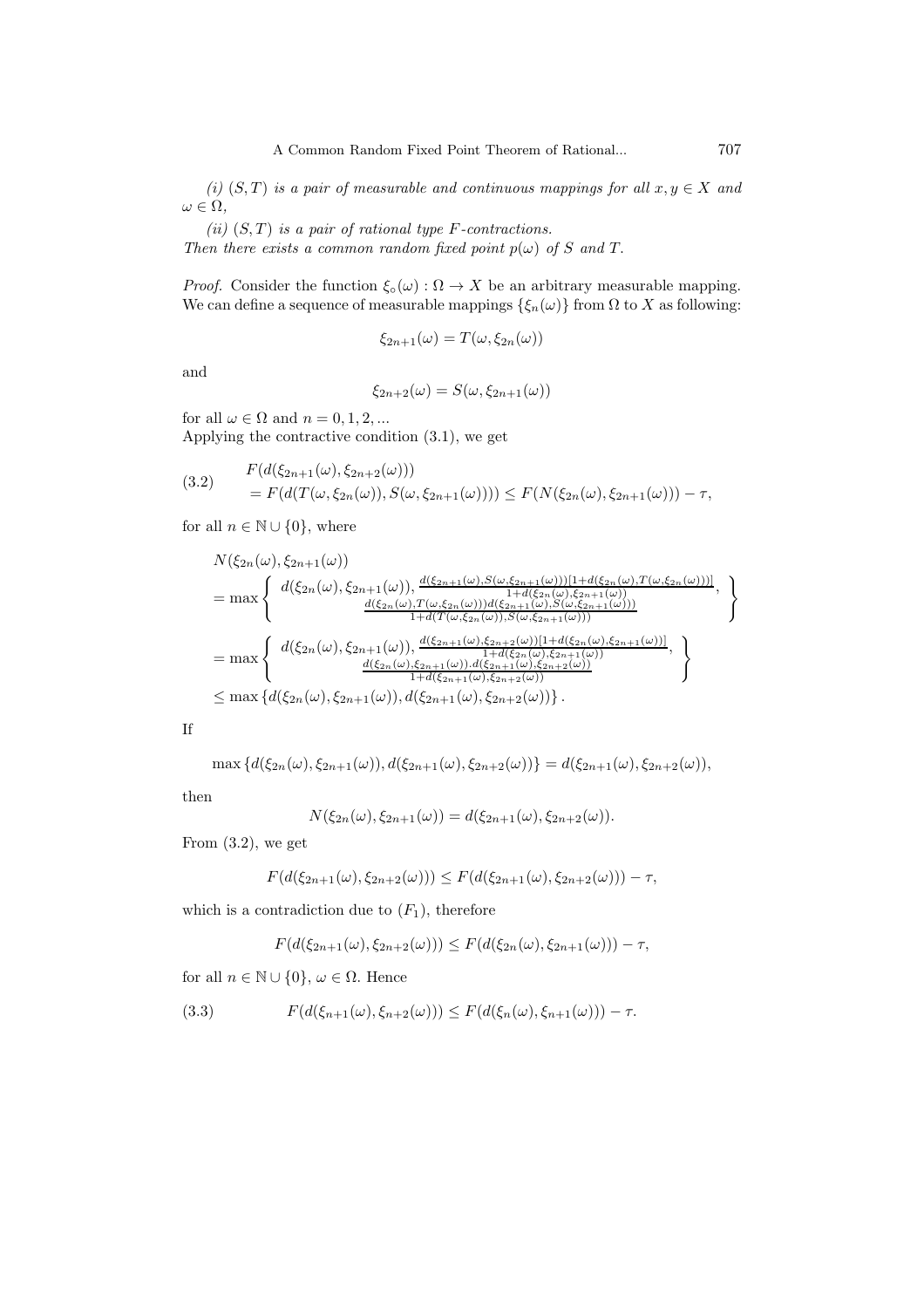*(i)* $(S, T)$ *is a pair of measurable and continuous mappings for all* $x, y \in X$ *and* $\omega \in \Omega$,

*(ii)* $(S, T)$ *is a pair of rational type* $F$*-contractions.*
*Then there exists a common random fixed point* $p(\omega)$ *of* $S$ *and* $T$.

*Proof.* Consider the function $\xi_\circ(\omega) : \Omega \to X$ be an arbitrary measurable mapping. We can define a sequence of measurable mappings $\{\xi_n(\omega)\}$ from $\Omega$ to $X$ as following:

$$\xi_{2n+1}(\omega) = T(\omega, \xi_{2n}(\omega))$$

and

$$\xi_{2n+2}(\omega) = S(\omega, \xi_{2n+1}(\omega))$$

for all $\omega \in \Omega$ and $n = 0, 1, 2, ...$
Applying the contractive condition (3.1), we get

$$\begin{aligned} &F(d(\xi_{2n+1}(\omega), \xi_{2n+2}(\omega))) \\ &= F(d(T(\omega, \xi_{2n}(\omega)), S(\omega, \xi_{2n+1}(\omega)))) \leq F(N(\xi_{2n}(\omega), \xi_{2n+1}(\omega))) - \tau, \end{aligned} \tag{3.2}$$

for all $n \in \mathbb{N} \cup \{0\}$, where

$$\begin{aligned} &N(\xi_{2n}(\omega), \xi_{2n+1}(\omega)) \\ &= \max \left\{ \begin{array}{c} d(\xi_{2n}(\omega), \xi_{2n+1}(\omega)), \frac{d(\xi_{2n+1}(\omega), S(\omega, \xi_{2n+1}(\omega)))[1 + d(\xi_{2n}(\omega), T(\omega, \xi_{2n}(\omega)))]}{1 + d(\xi_{2n}(\omega), \xi_{2n+1}(\omega))}, \\ \frac{d(\xi_{2n}(\omega), T(\omega, \xi_{2n}(\omega))) d(\xi_{2n+1}(\omega), S(\omega, \xi_{2n+1}(\omega)))}{1 + d(T(\omega, \xi_{2n}(\omega)), S(\omega, \xi_{2n+1}(\omega)))} \end{array} \right\} \\ &= \max \left\{ \begin{array}{c} d(\xi_{2n}(\omega), \xi_{2n+1}(\omega)), \frac{d(\xi_{2n+1}(\omega), \xi_{2n+2}(\omega))[1 + d(\xi_{2n}(\omega), \xi_{2n+1}(\omega))]}{1 + d(\xi_{2n}(\omega), \xi_{2n+1}(\omega))}, \\ \frac{d(\xi_{2n}(\omega), \xi_{2n+1}(\omega)).d(\xi_{2n+1}(\omega), \xi_{2n+2}(\omega))}{1 + d(\xi_{2n+1}(\omega), \xi_{2n+2}(\omega))} \end{array} \right\} \\ &\leq \max \left\{ d(\xi_{2n}(\omega), \xi_{2n+1}(\omega)), d(\xi_{2n+1}(\omega), \xi_{2n+2}(\omega)) \right\}. \end{aligned}$$

If

$$\max \left\{ d(\xi_{2n}(\omega), \xi_{2n+1}(\omega)), d(\xi_{2n+1}(\omega), \xi_{2n+2}(\omega)) \right\} = d(\xi_{2n+1}(\omega), \xi_{2n+2}(\omega)),$$

then

$$N(\xi_{2n}(\omega), \xi_{2n+1}(\omega)) = d(\xi_{2n+1}(\omega), \xi_{2n+2}(\omega)).$$

From (3.2), we get

$$F(d(\xi_{2n+1}(\omega), \xi_{2n+2}(\omega))) \leq F(d(\xi_{2n+1}(\omega), \xi_{2n+2}(\omega))) - \tau,$$

which is a contradiction due to $(F_1)$, therefore

$$F(d(\xi_{2n+1}(\omega), \xi_{2n+2}(\omega))) \leq F(d(\xi_{2n}(\omega), \xi_{2n+1}(\omega))) - \tau,$$

for all $n \in \mathbb{N} \cup \{0\}$, $\omega \in \Omega$. Hence

$$F(d(\xi_{n+1}(\omega), \xi_{n+2}(\omega))) \leq F(d(\xi_n(\omega), \xi_{n+1}(\omega))) - \tau. \tag{3.3}$$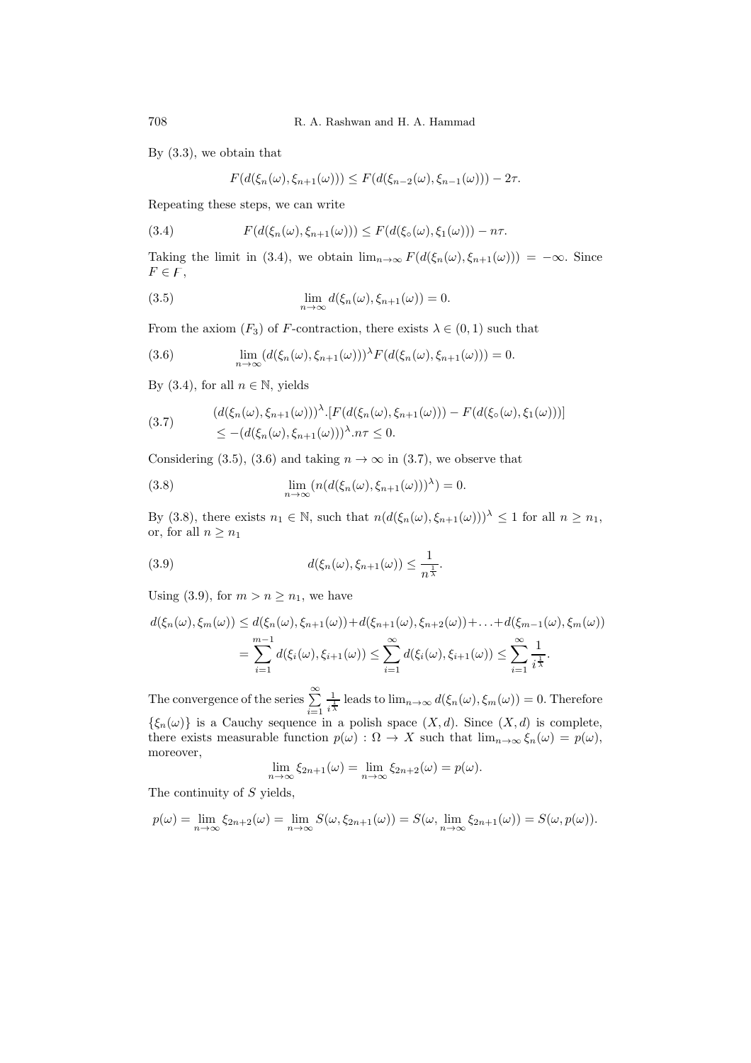By (3.3), we obtain that

$$F(d(\xi_n(\omega), \xi_{n+1}(\omega))) \leq F(d(\xi_{n-2}(\omega), \xi_{n-1}(\omega))) - 2\tau.$$

Repeating these steps, we can write

$$F(d(\xi_n(\omega), \xi_{n+1}(\omega))) \leq F(d(\xi_\circ(\omega), \xi_1(\omega))) - n\tau. \tag{3.4}$$

Taking the limit in (3.4), we obtain $\lim_{n\to\infty} F(d(\xi_n(\omega), \xi_{n+1}(\omega))) = -\infty$. Since $F \in \digamma$,

$$\lim_{n\to\infty} d(\xi_n(\omega), \xi_{n+1}(\omega)) = 0. \tag{3.5}$$

From the axiom $(F_3)$ of $F$-contraction, there exists $\lambda \in (0, 1)$ such that

$$\lim_{n\to\infty} (d(\xi_n(\omega), \xi_{n+1}(\omega)))^\lambda F(d(\xi_n(\omega), \xi_{n+1}(\omega))) = 0. \tag{3.6}$$

By (3.4), for all $n \in \mathbb{N}$, yields

$$\begin{aligned} &(d(\xi_n(\omega), \xi_{n+1}(\omega)))^\lambda . [F(d(\xi_n(\omega), \xi_{n+1}(\omega))) - F(d(\xi_\circ(\omega), \xi_1(\omega)))] \\ &\leq -(d(\xi_n(\omega), \xi_{n+1}(\omega)))^\lambda . n\tau \leq 0. \end{aligned} \tag{3.7}$$

Considering (3.5), (3.6) and taking $n \to \infty$ in (3.7), we observe that

$$\lim_{n\to\infty} (n(d(\xi_n(\omega), \xi_{n+1}(\omega)))^\lambda) = 0. \tag{3.8}$$

By (3.8), there exists $n_1 \in \mathbb{N}$, such that $n(d(\xi_n(\omega), \xi_{n+1}(\omega)))^\lambda \leq 1$ for all $n \geq n_1$, or, for all $n \geq n_1$

$$d(\xi_n(\omega), \xi_{n+1}(\omega)) \leq \frac{1}{n^{\frac{1}{\lambda}}}. \tag{3.9}$$

Using (3.9), for $m > n \geq n_1$, we have

$$\begin{aligned} d(\xi_n(\omega), \xi_m(\omega)) &\leq d(\xi_n(\omega), \xi_{n+1}(\omega)) + d(\xi_{n+1}(\omega), \xi_{n+2}(\omega)) + \ldots + d(\xi_{m-1}(\omega), \xi_m(\omega)) \\ &= \sum_{i=1}^{m-1} d(\xi_i(\omega), \xi_{i+1}(\omega)) \leq \sum_{i=1}^{\infty} d(\xi_i(\omega), \xi_{i+1}(\omega)) \leq \sum_{i=1}^{\infty} \frac{1}{i^{\frac{1}{\lambda}}}. \end{aligned}$$

The convergence of the series $\sum_{i=1}^{\infty} \frac{1}{i^{\frac{1}{\lambda}}}$ leads to $\lim_{n\to\infty} d(\xi_n(\omega), \xi_m(\omega)) = 0$. Therefore $\{\xi_n(\omega)\}$ is a Cauchy sequence in a polish space $(X, d)$. Since $(X, d)$ is complete, there exists measurable function $p(\omega) : \Omega \to X$ such that $\lim_{n\to\infty} \xi_n(\omega) = p(\omega)$, moreover,

$$\lim_{n\to\infty} \xi_{2n+1}(\omega) = \lim_{n\to\infty} \xi_{2n+2}(\omega) = p(\omega).$$

The continuity of $S$ yields,

$$p(\omega) = \lim_{n\to\infty} \xi_{2n+2}(\omega) = \lim_{n\to\infty} S(\omega, \xi_{2n+1}(\omega)) = S(\omega, \lim_{n\to\infty} \xi_{2n+1}(\omega)) = S(\omega, p(\omega)).$$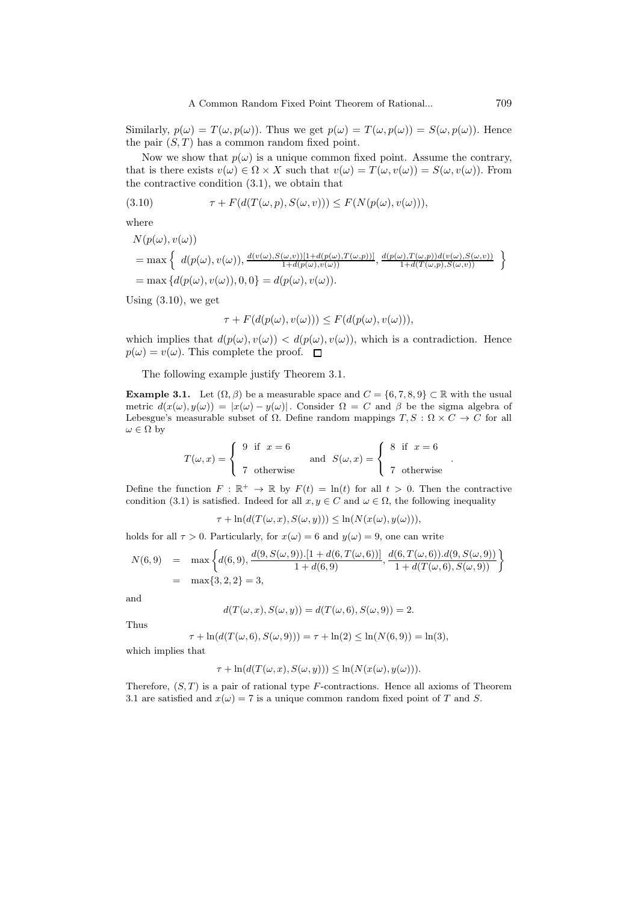Similarly, $p(\omega) = T(\omega, p(\omega))$. Thus we get $p(\omega) = T(\omega, p(\omega)) = S(\omega, p(\omega))$. Hence the pair $(S, T)$ has a common random fixed point.

Now we show that $p(\omega)$ is a unique common fixed point. Assume the contrary, that is there exists $v(\omega) \in \Omega \times X$ such that $v(\omega) = T(\omega, v(\omega)) = S(\omega, v(\omega))$. From the contractive condition (3.1), we obtain that

$$\tau + F(d(T(\omega, p), S(\omega, v))) \leq F(N(p(\omega), v(\omega))), \tag{3.10}$$

where

$$\begin{aligned}
&N(p(\omega), v(\omega)) \\
&= \max\left\{ d(p(\omega), v(\omega)), \frac{d(v(\omega), S(\omega, v))[1 + d(p(\omega), T(\omega, p))]}{1 + d(p(\omega), v(\omega))}, \frac{d(p(\omega), T(\omega, p)) d(v(\omega), S(\omega, v))}{1 + d(T(\omega, p), S(\omega, v))} \right\} \\
&= \max\{d(p(\omega), v(\omega)), 0, 0\} = d(p(\omega), v(\omega)).
\end{aligned}$$

Using (3.10), we get

$$\tau + F(d(p(\omega), v(\omega))) \leq F(d(p(\omega), v(\omega))),$$

which implies that $d(p(\omega), v(\omega)) < d(p(\omega), v(\omega))$, which is a contradiction. Hence $p(\omega) = v(\omega)$. This complete the proof. $\square$

The following example justify Theorem 3.1.

**Example 3.1.** Let $(\Omega, \beta)$ be a measurable space and $C = \{6, 7, 8, 9\} \subset \mathbb{R}$ with the usual metric $d(x(\omega), y(\omega)) = |x(\omega) - y(\omega)|$. Consider $\Omega = C$ and $\beta$ be the sigma algebra of Lebesgue's measurable subset of $\Omega$. Define random mappings $T, S : \Omega \times C \to C$ for all $\omega \in \Omega$ by

$$T(\omega, x) = \begin{cases} 9 & \text{if } x = 6 \\ 7 & \text{otherwise} \end{cases} \quad \text{and} \quad S(\omega, x) = \begin{cases} 8 & \text{if } x = 6 \\ 7 & \text{otherwise} \end{cases}.$$

Define the function $F : \mathbb{R}^+ \to \mathbb{R}$ by $F(t) = \ln(t)$ for all $t > 0$. Then the contractive condition (3.1) is satisfied. Indeed for all $x, y \in C$ and $\omega \in \Omega$, the following inequality

$$\tau + \ln(d(T(\omega, x), S(\omega, y))) \leq \ln(N(x(\omega), y(\omega))),$$

holds for all $\tau > 0$. Particularly, for $x(\omega) = 6$ and $y(\omega) = 9$, one can write

$$\begin{aligned}
N(6, 9) &= \max\left\{ d(6, 9), \frac{d(9, S(\omega, 9)).[1 + d(6, T(\omega, 6))]}{1 + d(6, 9)}, \frac{d(6, T(\omega, 6)).d(9, S(\omega, 9))}{1 + d(T(\omega, 6), S(\omega, 9))} \right\} \\
&= \max\{3, 2, 2\} = 3,
\end{aligned}$$

and

$$d(T(\omega, x), S(\omega, y)) = d(T(\omega, 6), S(\omega, 9)) = 2.$$

Thus

$$\tau + \ln(d(T(\omega, 6), S(\omega, 9))) = \tau + \ln(2) \leq \ln(N(6, 9)) = \ln(3),$$

which implies that

$$\tau + \ln(d(T(\omega, x), S(\omega, y))) \leq \ln(N(x(\omega), y(\omega))).$$

Therefore, $(S, T)$ is a pair of rational type $F$-contractions. Hence all axioms of Theorem 3.1 are satisfied and $x(\omega) = 7$ is a unique common random fixed point of $T$ and $S$.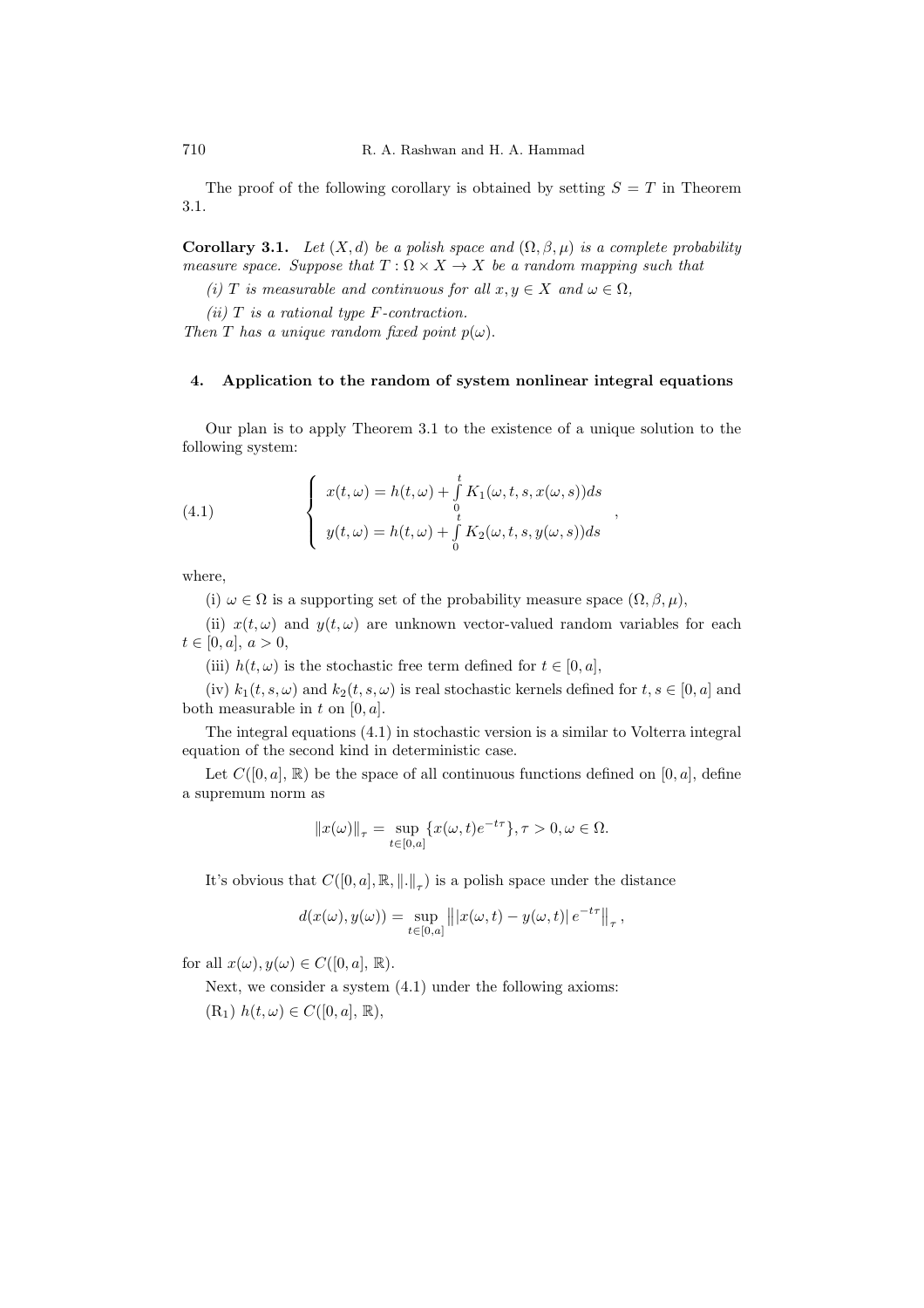The proof of the following corollary is obtained by setting $S = T$ in Theorem 3.1.

**Corollary 3.1.** *Let $(X, d)$ be a polish space and $(\Omega, \beta, \mu)$ is a complete probability measure space. Suppose that $T : \Omega \times X \to X$ be a random mapping such that*

*(i) $T$ is measurable and continuous for all $x, y \in X$ and $\omega \in \Omega$,*

*(ii) $T$ is a rational type $F$-contraction.*

*Then $T$ has a unique random fixed point $p(\omega)$.*

## 4. Application to the random of system nonlinear integral equations

Our plan is to apply Theorem 3.1 to the existence of a unique solution to the following system:

$$
\left\{
\begin{array}{l}
x(t,\omega) = h(t,\omega) + \int\limits_0^t K_1(\omega, t, s, x(\omega, s))ds \\
y(t,\omega) = h(t,\omega) + \int\limits_0^t K_2(\omega, t, s, y(\omega, s))ds
\end{array}
\right. , \tag{4.1}
$$

where,

(i) $\omega \in \Omega$ is a supporting set of the probability measure space $(\Omega, \beta, \mu)$,

(ii) $x(t, \omega)$ and $y(t, \omega)$ are unknown vector-valued random variables for each $t \in [0, a]$, $a > 0$,

(iii) $h(t, \omega)$ is the stochastic free term defined for $t \in [0, a]$,

(iv) $k_1(t, s, \omega)$ and $k_2(t, s, \omega)$ is real stochastic kernels defined for $t, s \in [0, a]$ and both measurable in $t$ on $[0, a]$.

The integral equations (4.1) in stochastic version is a similar to Volterra integral equation of the second kind in deterministic case.

Let $C([0, a], \mathbb{R})$ be the space of all continuous functions defined on $[0, a]$, define a supremum norm as

$$
\|x(\omega)\|_\tau = \sup_{t\in[0,a]} \{x(\omega, t)e^{-t\tau}\}, \tau > 0, \omega \in \Omega.
$$

It's obvious that $C([0, a], \mathbb{R}, \|.\|_\tau)$ is a polish space under the distance

$$
d(x(\omega), y(\omega)) = \sup_{t\in[0,a]} \left\| |x(\omega, t) - y(\omega, t)| \, e^{-t\tau} \right\|_\tau ,
$$

for all $x(\omega), y(\omega) \in C([0, a], \mathbb{R})$.

Next, we consider a system (4.1) under the following axioms:

($\text{R}_1$) $h(t, \omega) \in C([0, a], \mathbb{R})$,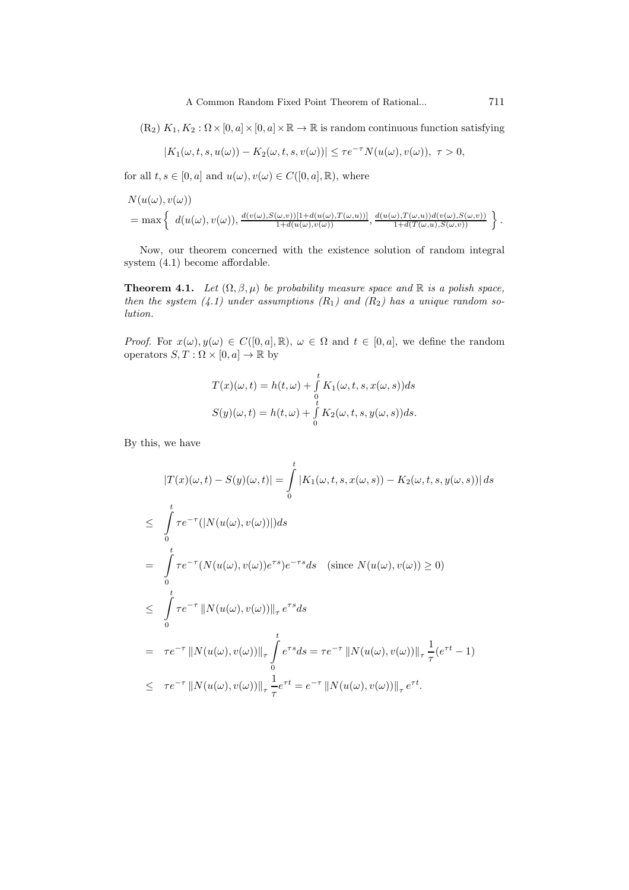($R_2$) $K_1, K_2 : \Omega \times [0,a] \times [0,a] \times \mathbb{R} \to \mathbb{R}$ is random continuous function satisfying

$$|K_1(\omega, t, s, u(\omega)) - K_2(\omega, t, s, v(\omega))| \leq \tau e^{-\tau} N(u(\omega), v(\omega)),\ \tau > 0,$$

for all $t, s \in [0,a]$ and $u(\omega), v(\omega) \in C([0,a], \mathbb{R})$, where

$$
\begin{aligned}
&N(u(\omega), v(\omega)) \\
&= \max\left\{\ d(u(\omega), v(\omega)), \tfrac{d(v(\omega), S(\omega,v))[1+d(u(\omega), T(\omega,u))]}{1+d(u(\omega),v(\omega))}, \tfrac{d(u(\omega),T(\omega,u))d(v(\omega),S(\omega,v))}{1+d(T(\omega,u),S(\omega,v))}\ \right\}.
\end{aligned}
$$

Now, our theorem concerned with the existence solution of random integral system (4.1) become affordable.

**Theorem 4.1.** *Let $(\Omega, \beta, \mu)$ be probability measure space and $\mathbb{R}$ is a polish space, then the system (4.1) under assumptions ($R_1$) and ($R_2$) has a unique random solution.*

*Proof.* For $x(\omega), y(\omega) \in C([0,a], \mathbb{R})$, $\omega \in \Omega$ and $t \in [0,a]$, we define the random operators $S, T : \Omega \times [0,a] \to \mathbb{R}$ by

$$
\begin{aligned}
T(x)(\omega, t) &= h(t, \omega) + \int_0^t K_1(\omega, t, s, x(\omega, s))ds \\
S(y)(\omega, t) &= h(t, \omega) + \int_0^t K_2(\omega, t, s, y(\omega, s))ds.
\end{aligned}
$$

By this, we have

$$
\begin{aligned}
|T(x)(\omega,t) - S(y)(\omega,t)| &= \int_0^t |K_1(\omega, t, s, x(\omega, s)) - K_2(\omega, t, s, y(\omega, s))|\, ds \\
\leq\ & \int_0^t \tau e^{-\tau}(|N(u(\omega), v(\omega))|)ds \\
=\ & \int_0^t \tau e^{-\tau}(N(u(\omega), v(\omega))e^{\tau s})e^{-\tau s}ds \quad (\text{since } N(u(\omega), v(\omega)) \geq 0) \\
\leq\ & \int_0^t \tau e^{-\tau} \|N(u(\omega), v(\omega))\|_\tau e^{\tau s}ds \\
=\ & \tau e^{-\tau} \|N(u(\omega), v(\omega))\|_\tau \int_0^t e^{\tau s}ds = \tau e^{-\tau} \|N(u(\omega), v(\omega))\|_\tau \frac{1}{\tau}(e^{\tau t} - 1) \\
\leq\ & \tau e^{-\tau} \|N(u(\omega), v(\omega))\|_\tau \frac{1}{\tau} e^{\tau t} = e^{-\tau} \|N(u(\omega), v(\omega))\|_\tau e^{\tau t}.
\end{aligned}
$$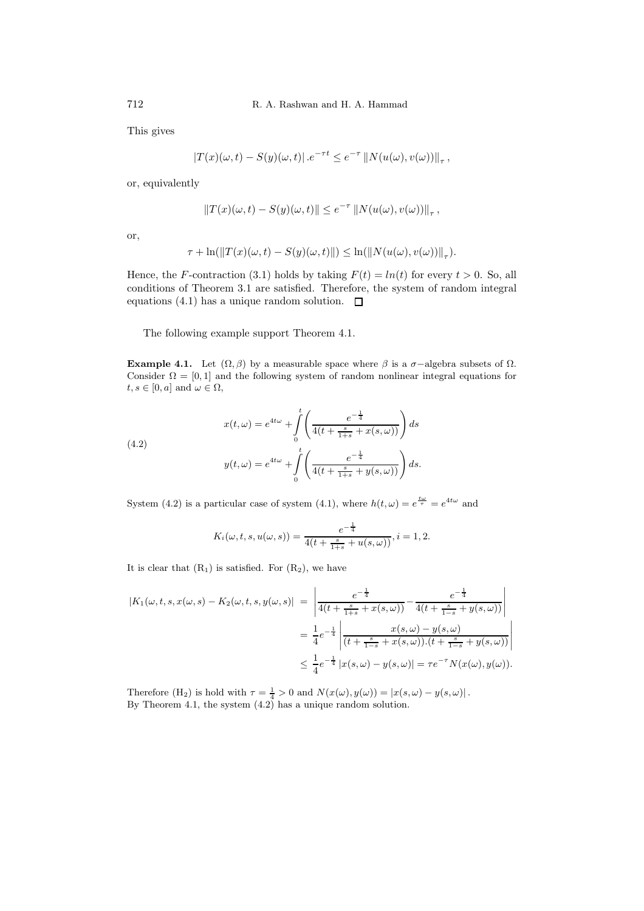This gives

$$|T(x)(\omega,t) - S(y)(\omega,t)| \, .e^{-\tau t} \leq e^{-\tau} \left\| N(u(\omega), v(\omega)) \right\|_{\tau},$$

or, equivalently

$$\left\| T(x)(\omega,t) - S(y)(\omega,t) \right\| \leq e^{-\tau} \left\| N(u(\omega), v(\omega)) \right\|_{\tau},$$

or,

$$\tau + \ln(\left\| T(x)(\omega,t) - S(y)(\omega,t) \right\|) \leq \ln(\left\| N(u(\omega), v(\omega)) \right\|_{\tau}).$$

Hence, the $F$-contraction (3.1) holds by taking $F(t) = ln(t)$ for every $t > 0$. So, all conditions of Theorem 3.1 are satisfied. Therefore, the system of random integral equations (4.1) has a unique random solution. □

The following example support Theorem 4.1.

**Example 4.1.** Let $(\Omega, \beta)$ by a measurable space where $\beta$ is a $\sigma-$algebra subsets of $\Omega$. Consider $\Omega = [0,1]$ and the following system of random nonlinear integral equations for $t, s \in [0, a]$ and $\omega \in \Omega$,

$$\begin{aligned} x(t,\omega) &= e^{4t\omega} + \int_0^t \left( \frac{e^{-\frac{1}{4}}}{4(t + \frac{s}{1+s} + x(s,\omega))} \right) ds \\ y(t,\omega) &= e^{4t\omega} + \int_0^t \left( \frac{e^{-\frac{1}{4}}}{4(t + \frac{s}{1+s} + y(s,\omega))} \right) ds. \end{aligned} \tag{4.2}$$

System (4.2) is a particular case of system (4.1), where $h(t,\omega) = e^{\frac{t\omega}{\tau}} = e^{4t\omega}$ and

$$K_i(\omega, t, s, u(\omega, s)) = \frac{e^{-\frac{1}{4}}}{4(t + \frac{s}{1+s} + u(s,\omega))}, i = 1, 2.$$

It is clear that $(\mathrm{R}_1)$ is satisfied. For $(\mathrm{R}_2)$, we have

$$\begin{aligned} |K_1(\omega, t, s, x(\omega, s) - K_2(\omega, t, s, y(\omega, s)| &= \left| \frac{e^{-\frac{1}{4}}}{4(t + \frac{s}{1+s} + x(s,\omega))} - \frac{e^{-\frac{1}{4}}}{4(t + \frac{s}{1-s} + y(s,\omega))} \right| \\ &= \frac{1}{4} e^{-\frac{1}{4}} \left| \frac{x(s,\omega) - y(s,\omega)}{(t + \frac{s}{1-s} + x(s,\omega)).(t + \frac{s}{1-s} + y(s,\omega))} \right| \\ &\leq \frac{1}{4} e^{-\frac{1}{4}} \left| x(s,\omega) - y(s,\omega) \right| = \tau e^{-\tau} N(x(\omega), y(\omega)). \end{aligned}$$

Therefore $(\mathrm{H}_2)$ is hold with $\tau = \frac{1}{4} > 0$ and $N(x(\omega), y(\omega)) = |x(s,\omega) - y(s,\omega)|$.
By Theorem 4.1, the system (4.2) has a unique random solution.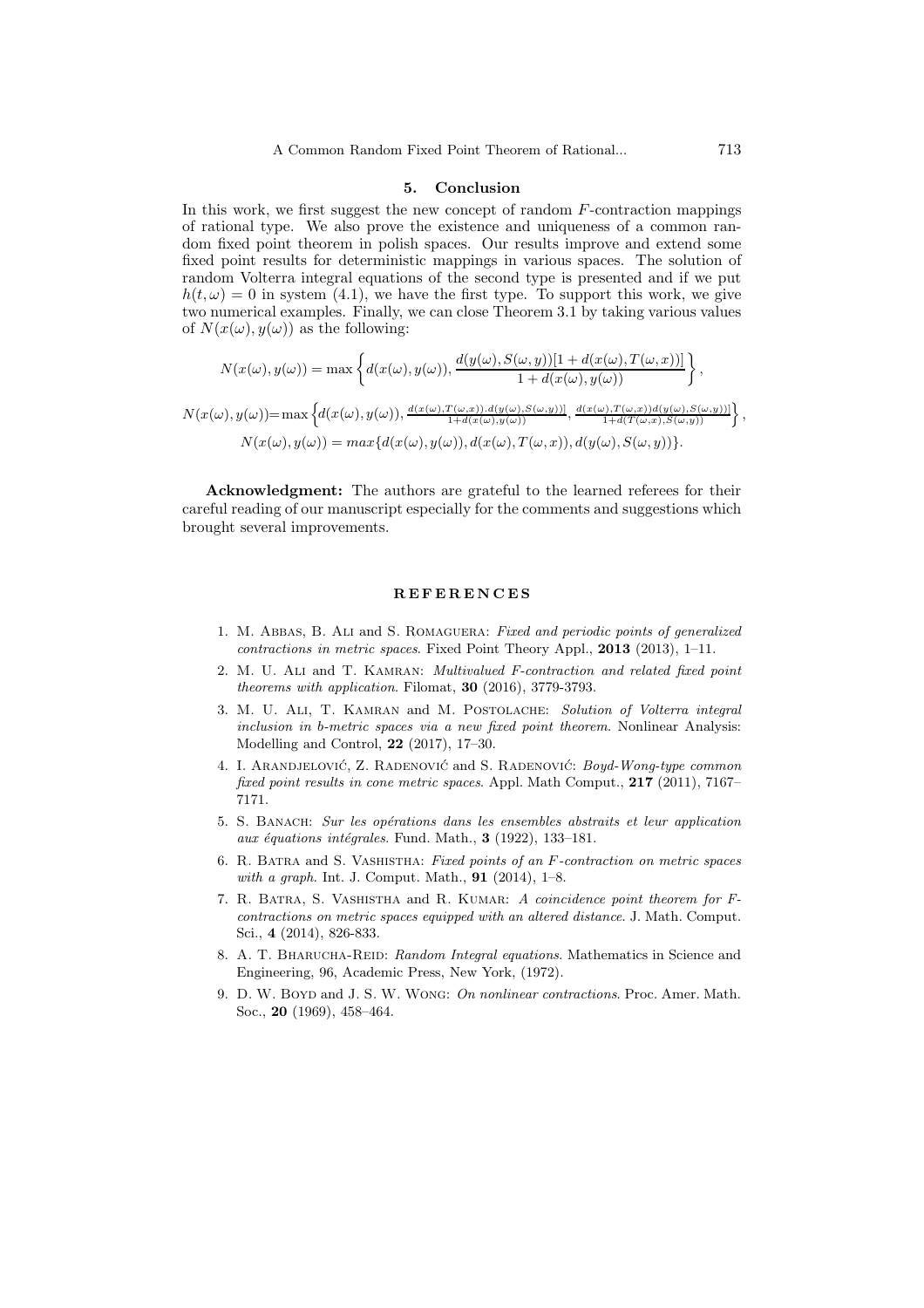## 5. Conclusion

In this work, we first suggest the new concept of random $F$-contraction mappings of rational type. We also prove the existence and uniqueness of a common random fixed point theorem in polish spaces. Our results improve and extend some fixed point results for deterministic mappings in various spaces. The solution of random Volterra integral equations of the second type is presented and if we put $h(t,\omega) = 0$ in system (4.1), we have the first type. To support this work, we give two numerical examples. Finally, we can close Theorem 3.1 by taking various values of $N(x(\omega), y(\omega))$ as the following:

$$N(x(\omega), y(\omega)) = \max\left\{d(x(\omega), y(\omega)), \frac{d(y(\omega), S(\omega, y))[1 + d(x(\omega), T(\omega, x))]}{1 + d(x(\omega), y(\omega))}\right\},$$

$$N(x(\omega), y(\omega)) = \max\left\{d(x(\omega), y(\omega)), \frac{d(x(\omega), T(\omega, x)).d(y(\omega), S(\omega, y))]}{1 + d(x(\omega), y(\omega))}, \frac{d(x(\omega), T(\omega, x))d(y(\omega), S(\omega, y))]}{1 + d(T(\omega, x), S(\omega, y))}\right\},$$

$$N(x(\omega), y(\omega)) = max\{d(x(\omega), y(\omega)), d(x(\omega), T(\omega, x)), d(y(\omega), S(\omega, y))\}.$$

**Acknowledgment:** The authors are grateful to the learned referees for their careful reading of our manuscript especially for the comments and suggestions which brought several improvements.

## REFERENCES

1. M. Abbas, B. Ali and S. Romaguera: *Fixed and periodic points of generalized contractions in metric spaces*. Fixed Point Theory Appl., **2013** (2013), 1–11.
2. M. U. Ali and T. Kamran: *Multivalued F-contraction and related fixed point theorems with application*. Filomat, **30** (2016), 3779-3793.
3. M. U. Ali, T. Kamran and M. Postolache: *Solution of Volterra integral inclusion in b-metric spaces via a new fixed point theorem*. Nonlinear Analysis: Modelling and Control, **22** (2017), 17–30.
4. I. Arandjelović, Z. Radenović and S. Radenović: *Boyd-Wong-type common fixed point results in cone metric spaces*. Appl. Math Comput., **217** (2011), 7167–7171.
5. S. Banach: *Sur les opérations dans les ensembles abstraits et leur application aux équations intégrales*. Fund. Math., **3** (1922), 133–181.
6. R. Batra and S. Vashistha: *Fixed points of an F-contraction on metric spaces with a graph*. Int. J. Comput. Math., **91** (2014), 1–8.
7. R. Batra, S. Vashistha and R. Kumar: *A coincidence point theorem for F-contractions on metric spaces equipped with an altered distance*. J. Math. Comput. Sci., **4** (2014), 826-833.
8. A. T. Bharucha-Reid: *Random Integral equations*. Mathematics in Science and Engineering, 96, Academic Press, New York, (1972).
9. D. W. Boyd and J. S. W. Wong: *On nonlinear contractions*. Proc. Amer. Math. Soc., **20** (1969), 458–464.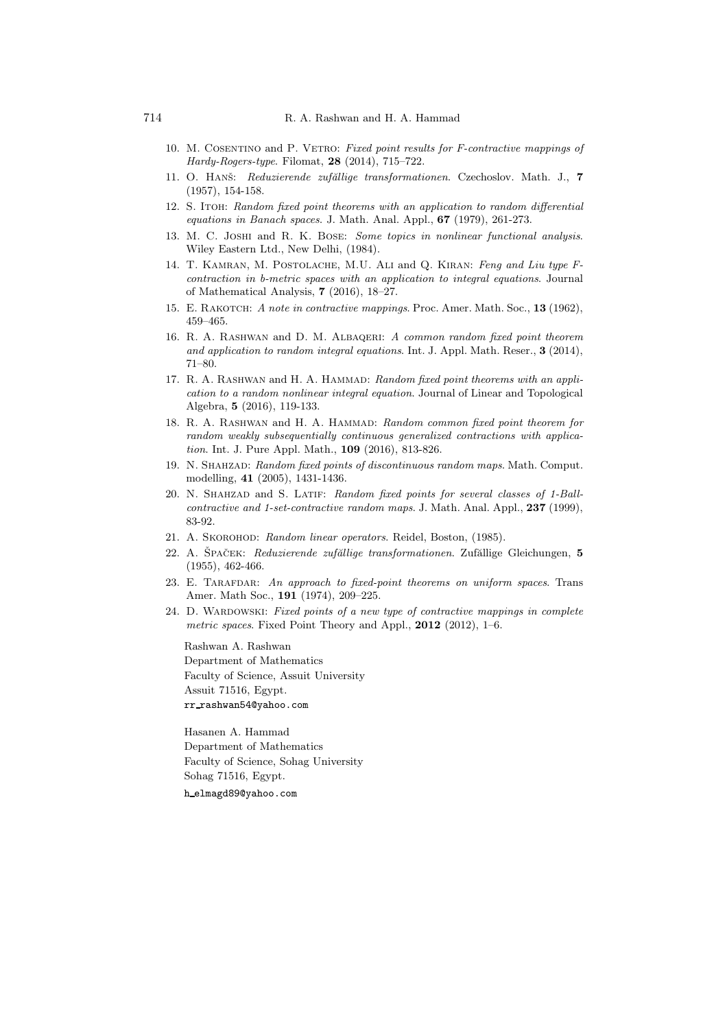10. M. Cosentino and P. Vetro: *Fixed point results for F-contractive mappings of Hardy-Rogers-type*. Filomat, **28** (2014), 715–722.
11. O. Hanš: *Reduzierende zufällige transformationen*. Czechoslov. Math. J., **7** (1957), 154-158.
12. S. Itoh: *Random fixed point theorems with an application to random differential equations in Banach spaces*. J. Math. Anal. Appl., **67** (1979), 261-273.
13. M. C. Joshi and R. K. Bose: *Some topics in nonlinear functional analysis*. Wiley Eastern Ltd., New Delhi, (1984).
14. T. Kamran, M. Postolache, M.U. Ali and Q. Kiran: *Feng and Liu type F-contraction in b-metric spaces with an application to integral equations*. Journal of Mathematical Analysis, **7** (2016), 18–27.
15. E. Rakotch: *A note in contractive mappings*. Proc. Amer. Math. Soc., **13** (1962), 459–465.
16. R. A. Rashwan and D. M. Albaqeri: *A common random fixed point theorem and application to random integral equations*. Int. J. Appl. Math. Reser., **3** (2014), 71–80.
17. R. A. Rashwan and H. A. Hammad: *Random fixed point theorems with an application to a random nonlinear integral equation*. Journal of Linear and Topological Algebra, **5** (2016), 119-133.
18. R. A. Rashwan and H. A. Hammad: *Random common fixed point theorem for random weakly subsequentially continuous generalized contractions with application*. Int. J. Pure Appl. Math., **109** (2016), 813-826.
19. N. Shahzad: *Random fixed points of discontinuous random maps*. Math. Comput. modelling, **41** (2005), 1431-1436.
20. N. Shahzad and S. Latif: *Random fixed points for several classes of 1-Ball-contractive and 1-set-contractive random maps*. J. Math. Anal. Appl., **237** (1999), 83-92.
21. A. Skorohod: *Random linear operators*. Reidel, Boston, (1985).
22. A. Špaček: *Reduzierende zufällige transformationen*. Zufällige Gleichungen, **5** (1955), 462-466.
23. E. Tarafdar: *An approach to fixed-point theorems on uniform spaces*. Trans Amer. Math Soc., **191** (1974), 209–225.
24. D. Wardowski: *Fixed points of a new type of contractive mappings in complete metric spaces*. Fixed Point Theory and Appl., **2012** (2012), 1–6.

Rashwan A. Rashwan
Department of Mathematics
Faculty of Science, Assuit University
Assuit 71516, Egypt.
rr_rashwan54@yahoo.com

Hasanen A. Hammad
Department of Mathematics
Faculty of Science, Sohag University
Sohag 71516, Egypt.
h_elmagd89@yahoo.com